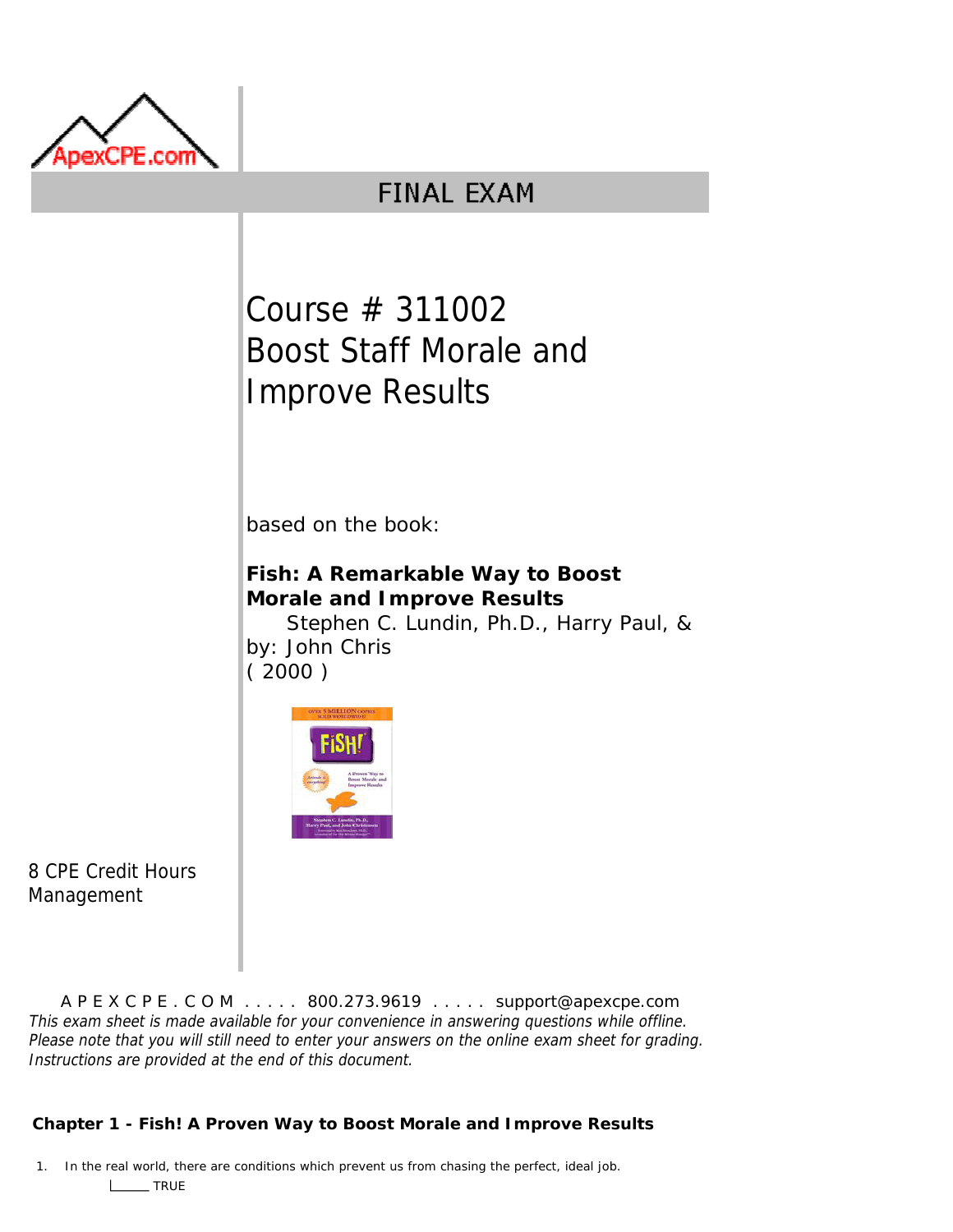ApexCPE.com

# FINAL EXAM

## Course # 311002
## Boost Staff Morale and Improve Results

based on the book:

**Fish: A Remarkable Way to Boost Morale and Improve Results**
Stephen C. Lundin, Ph.D., Harry Paul, &
by: John Chris
( 2000 )

8 CPE Credit Hours
Management

A P E X C P E . C O M . . . . . 800.273.9619 . . . . . support@apexcpe.com

*This exam sheet is made available for your convenience in answering questions while offline. Please note that you will still need to enter your answers on the online exam sheet for grading. Instructions are provided at the end of this document.*

### Chapter 1 - Fish! A Proven Way to Boost Morale and Improve Results

1. In the real world, there are conditions which prevent us from chasing the perfect, ideal job.

   ____ TRUE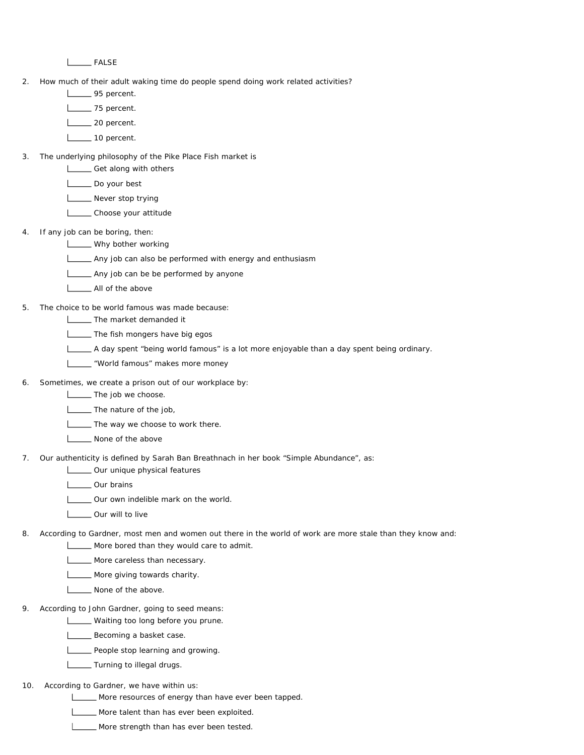_____ FALSE

2. How much of their adult waking time do people spend doing work related activities?
   - _____ 95 percent.
   - _____ 75 percent.
   - _____ 20 percent.
   - _____ 10 percent.

3. The underlying philosophy of the Pike Place Fish market is
   - _____ Get along with others
   - _____ Do your best
   - _____ Never stop trying
   - _____ Choose your attitude

4. If any job can be boring, then:
   - _____ Why bother working
   - _____ Any job can also be performed with energy and enthusiasm
   - _____ Any job can be be performed by anyone
   - _____ All of the above

5. The choice to be world famous was made because:
   - _____ The market demanded it
   - _____ The fish mongers have big egos
   - _____ A day spent "being world famous" is a lot more enjoyable than a day spent being ordinary.
   - _____ "World famous" makes more money

6. Sometimes, we create a prison out of our workplace by:
   - _____ The job we choose.
   - _____ The nature of the job,
   - _____ The way we choose to work there.
   - _____ None of the above

7. Our authenticity is defined by Sarah Ban Breathnach in her book "Simple Abundance", as:
   - _____ Our unique physical features
   - _____ Our brains
   - _____ Our own indelible mark on the world.
   - _____ Our will to live

8. According to Gardner, most men and women out there in the world of work are more stale than they know and:
   - _____ More bored than they would care to admit.
   - _____ More careless than necessary.
   - _____ More giving towards charity.
   - _____ None of the above.

9. According to John Gardner, going to seed means:
   - _____ Waiting too long before you prune.
   - _____ Becoming a basket case.
   - _____ People stop learning and growing.
   - _____ Turning to illegal drugs.

10. According to Gardner, we have within us:
    - _____ More resources of energy than have ever been tapped.
    - _____ More talent than has ever been exploited.
    - _____ More strength than has ever been tested.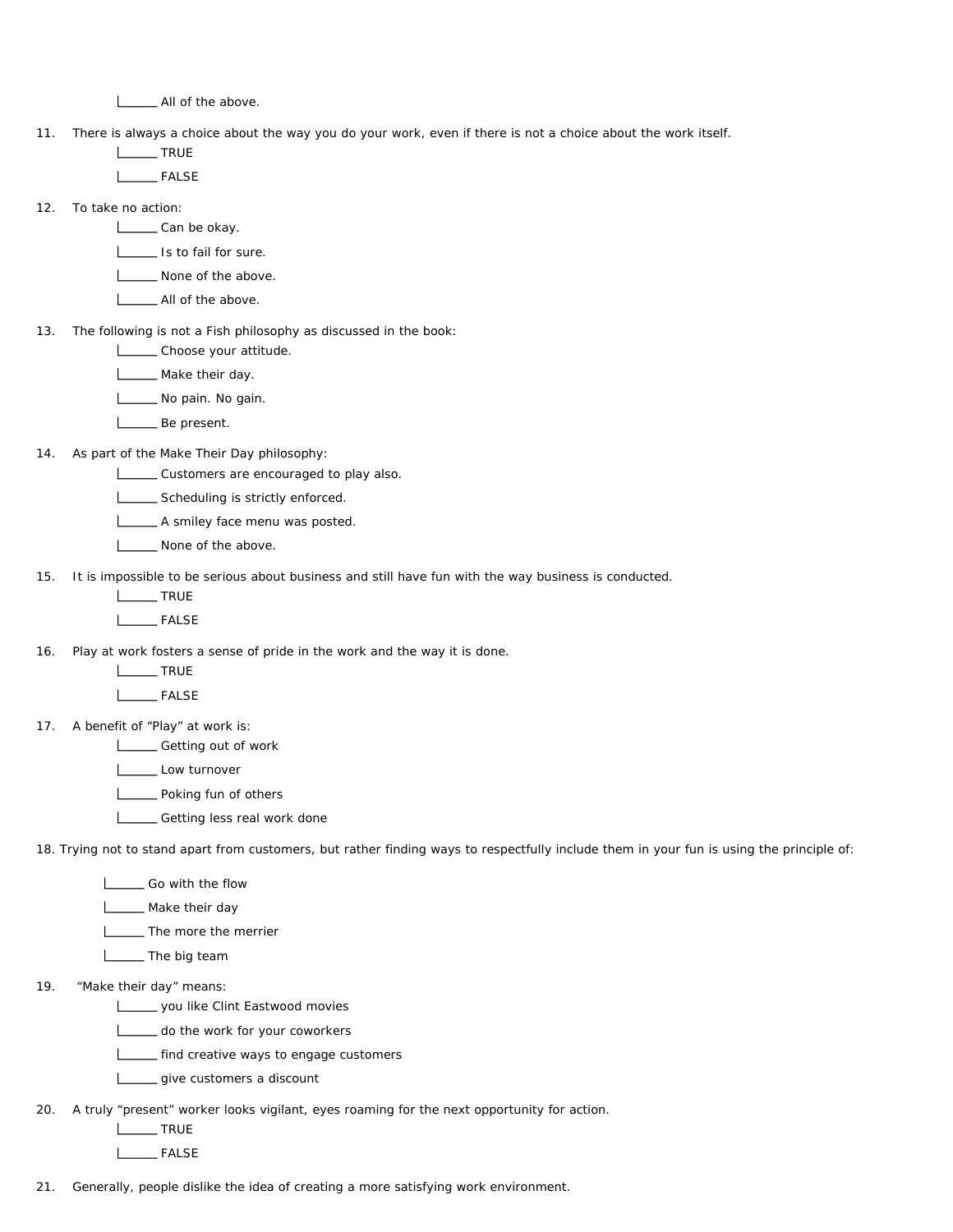|______ All of the above.

11. There is always a choice about the way you do your work, even if there is not a choice about the work itself.

    |______ TRUE

    |______ FALSE

12. To take no action:

    |______ Can be okay.

    |______ Is to fail for sure.

    |______ None of the above.

    |______ All of the above.

13. The following is not a Fish philosophy as discussed in the book:

    |______ Choose your attitude.

    |______ Make their day.

    |______ No pain. No gain.

    |______ Be present.

14. As part of the Make Their Day philosophy:

    |______ Customers are encouraged to play also.

    |______ Scheduling is strictly enforced.

    |______ A smiley face menu was posted.

    |______ None of the above.

15. It is impossible to be serious about business and still have fun with the way business is conducted.

    |______ TRUE

    |______ FALSE

16. Play at work fosters a sense of pride in the work and the way it is done.

    |______ TRUE

    |______ FALSE

17. A benefit of "Play" at work is:

    |______ Getting out of work

    |______ Low turnover

    |______ Poking fun of others

    |______ Getting less real work done

18. Trying not to stand apart from customers, but rather finding ways to respectfully include them in your fun is using the principle of:

    |______ Go with the flow

    |______ Make their day

    |______ The more the merrier

    |______ The big team

19. "Make their day" means:

    |______ you like Clint Eastwood movies

    |______ do the work for your coworkers

    |______ find creative ways to engage customers

    |______ give customers a discount

20. A truly "present" worker looks vigilant, eyes roaming for the next opportunity for action.

    |______ TRUE

    |______ FALSE

21. Generally, people dislike the idea of creating a more satisfying work environment.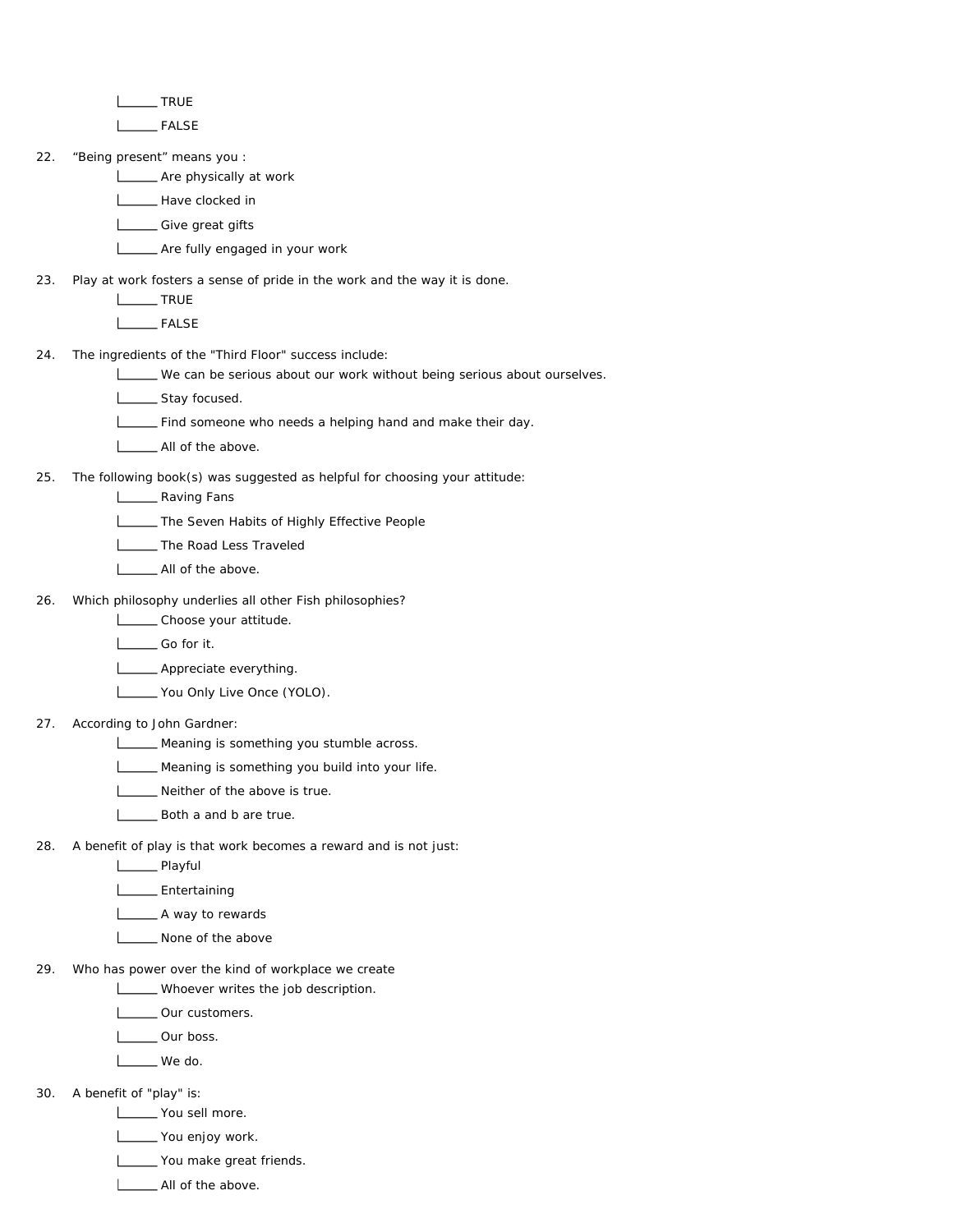______ TRUE

______ FALSE

22. "Being present" means you :

______ Are physically at work

______ Have clocked in

______ Give great gifts

______ Are fully engaged in your work

23. Play at work fosters a sense of pride in the work and the way it is done.

______ TRUE

______ FALSE

24. The ingredients of the "Third Floor" success include:

______ We can be serious about our work without being serious about ourselves.

______ Stay focused.

______ Find someone who needs a helping hand and make their day.

______ All of the above.

25. The following book(s) was suggested as helpful for choosing your attitude:

______ Raving Fans

______ The Seven Habits of Highly Effective People

______ The Road Less Traveled

______ All of the above.

26. Which philosophy underlies all other Fish philosophies?

______ Choose your attitude.

______ Go for it.

______ Appreciate everything.

______ You Only Live Once (YOLO).

27. According to John Gardner:

______ Meaning is something you stumble across.

______ Meaning is something you build into your life.

______ Neither of the above is true.

______ Both a and b are true.

28. A benefit of play is that work becomes a reward and is not just:

______ Playful

______ Entertaining

______ A way to rewards

______ None of the above

29. Who has power over the kind of workplace we create

______ Whoever writes the job description.

______ Our customers.

______ Our boss.

______ We do.

30. A benefit of "play" is:

______ You sell more.

______ You enjoy work.

______ You make great friends.

______ All of the above.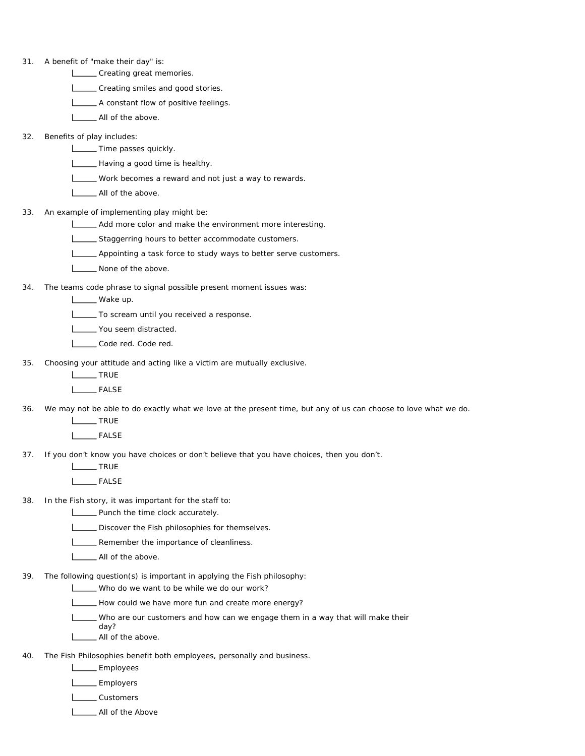31. A benefit of "make their day" is:
    - ______ Creating great memories.
    - ______ Creating smiles and good stories.
    - ______ A constant flow of positive feelings.
    - ______ All of the above.

32. Benefits of play includes:
    - ______ Time passes quickly.
    - ______ Having a good time is healthy.
    - ______ Work becomes a reward and not just a way to rewards.
    - ______ All of the above.

33. An example of implementing play might be:
    - ______ Add more color and make the environment more interesting.
    - ______ Staggerring hours to better accommodate customers.
    - ______ Appointing a task force to study ways to better serve customers.
    - ______ None of the above.

34. The teams code phrase to signal possible present moment issues was:
    - ______ Wake up.
    - ______ To scream until you received a response.
    - ______ You seem distracted.
    - ______ Code red. Code red.

35. Choosing your attitude and acting like a victim are mutually exclusive.
    - ______ TRUE
    - ______ FALSE

36. We may not be able to do exactly what we love at the present time, but any of us can choose to love what we do.
    - ______ TRUE
    - ______ FALSE

37. If you don't know you have choices or don't believe that you have choices, then you don't.
    - ______ TRUE
    - ______ FALSE

38. In the Fish story, it was important for the staff to:
    - ______ Punch the time clock accurately.
    - ______ Discover the Fish philosophies for themselves.
    - ______ Remember the importance of cleanliness.
    - ______ All of the above.

39. The following question(s) is important in applying the Fish philosophy:
    - ______ Who do we want to be while we do our work?
    - ______ How could we have more fun and create more energy?
    - ______ Who are our customers and how can we engage them in a way that will make their day?
    - ______ All of the above.

40. The Fish Philosophies benefit both employees, personally and business.
    - ______ Employees
    - ______ Employers
    - ______ Customers
    - ______ All of the Above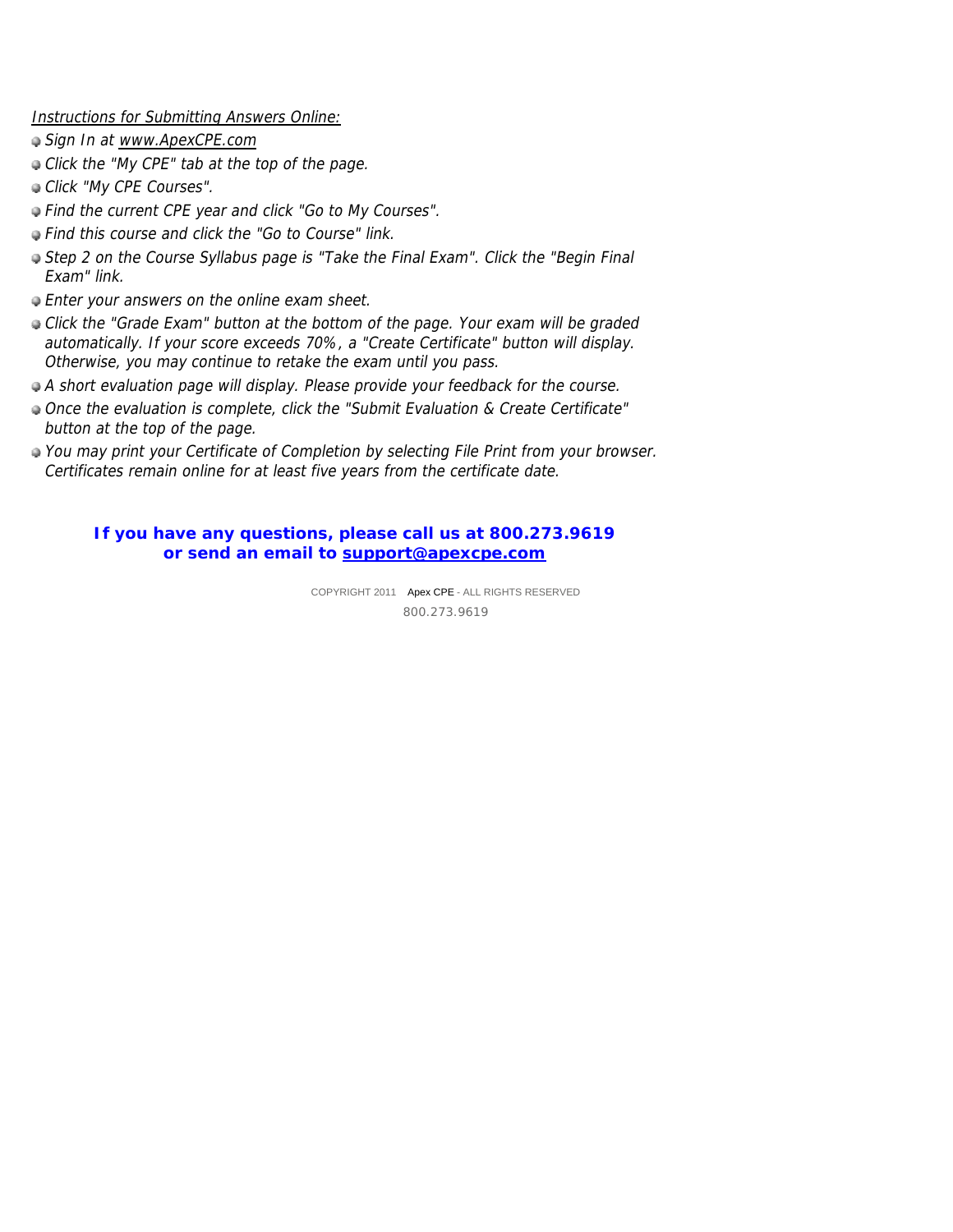*Instructions for Submitting Answers Online:*

- *Sign In at www.ApexCPE.com*
- *Click the "My CPE" tab at the top of the page.*
- *Click "My CPE Courses".*
- *Find the current CPE year and click "Go to My Courses".*
- *Find this course and click the "Go to Course" link.*
- *Step 2 on the Course Syllabus page is "Take the Final Exam". Click the "Begin Final Exam" link.*
- *Enter your answers on the online exam sheet.*
- *Click the "Grade Exam" button at the bottom of the page. Your exam will be graded automatically. If your score exceeds 70%, a "Create Certificate" button will display. Otherwise, you may continue to retake the exam until you pass.*
- *A short evaluation page will display. Please provide your feedback for the course.*
- *Once the evaluation is complete, click the "Submit Evaluation & Create Certificate" button at the top of the page.*
- *You may print your Certificate of Completion by selecting File Print from your browser. Certificates remain online for at least five years from the certificate date.*

**If you have any questions, please call us at 800.273.9619 or send an email to support@apexcpe.com**

COPYRIGHT 2011 Apex CPE - ALL RIGHTS RESERVED

800.273.9619